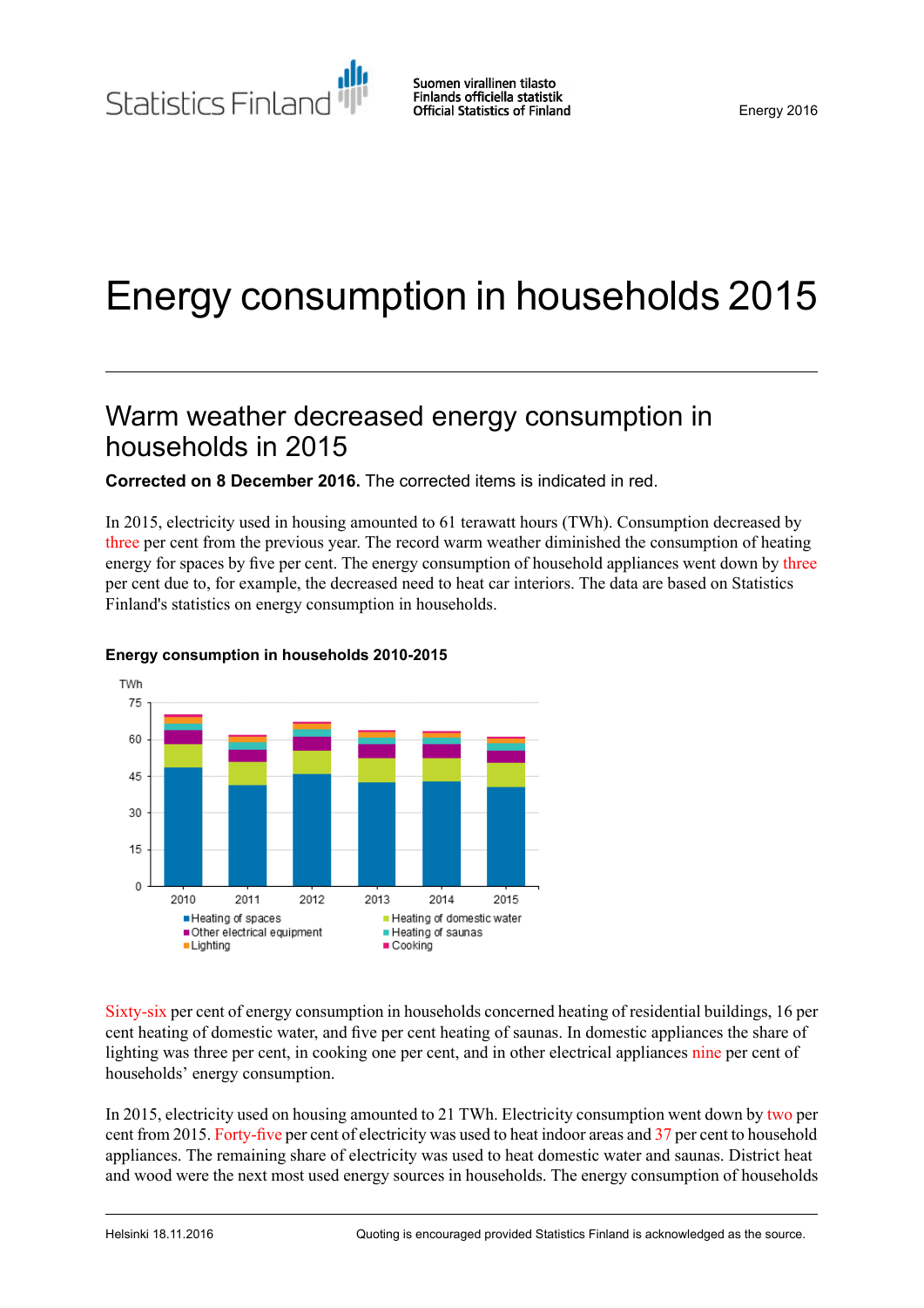# Energy consumption in households 2015

## Warm weather decreased energy consumption in households in 2015

**Corrected on 8 December 2016.** The corrected items is indicated in red.

In 2015, electricity used in housing amounted to 61 terawatt hours (TWh). Consumption decreased by three per cent from the previous year. The record warm weather diminished the consumption of heating energy for spaces by five per cent. The energy consumption of household appliances went down by three per cent due to, for example, the decreased need to heat car interiors. The data are based on Statistics Finland's statistics on energy consumption in households.

**Energy consumption in households 2010-2015**

Sixty-six per cent of energy consumption in households concerned heating of residential buildings, 16 per cent heating of domestic water, and five per cent heating of saunas. In domestic appliances the share of lighting was three per cent, in cooking one per cent, and in other electrical appliances nine per cent of households' energy consumption.

In 2015, electricity used on housing amounted to 21 TWh. Electricity consumption went down by two per cent from 2015. Forty-five per cent of electricity was used to heat indoor areas and 37 per cent to household appliances. The remaining share of electricity was used to heat domestic water and saunas. District heat and wood were the next most used energy sources in households. The energy consumption of households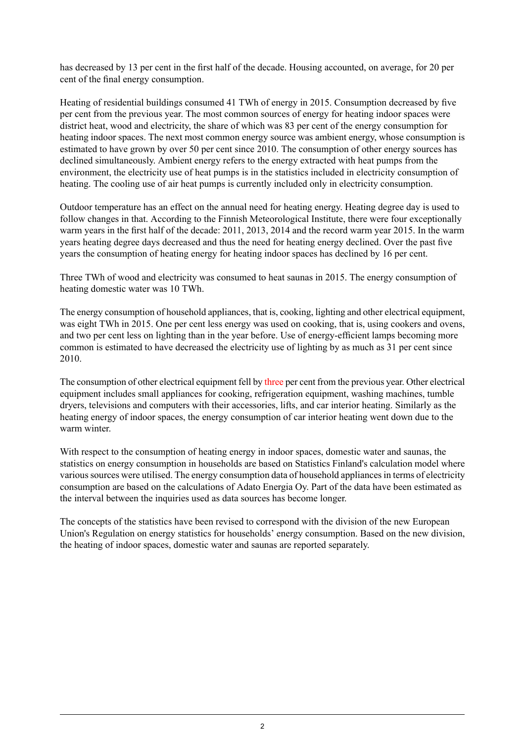has decreased by 13 per cent in the first half of the decade. Housing accounted, on average, for 20 per cent of the final energy consumption.

Heating of residential buildings consumed 41 TWh of energy in 2015. Consumption decreased by five per cent from the previous year. The most common sources of energy for heating indoor spaces were district heat, wood and electricity, the share of which was 83 per cent of the energy consumption for heating indoor spaces. The next most common energy source was ambient energy, whose consumption is estimated to have grown by over 50 per cent since 2010. The consumption of other energy sources has declined simultaneously. Ambient energy refers to the energy extracted with heat pumps from the environment, the electricity use of heat pumps is in the statistics included in electricity consumption of heating. The cooling use of air heat pumps is currently included only in electricity consumption.

Outdoor temperature has an effect on the annual need for heating energy. Heating degree day is used to follow changes in that. According to the Finnish Meteorological Institute, there were four exceptionally warm years in the first half of the decade: 2011, 2013, 2014 and the record warm year 2015. In the warm years heating degree days decreased and thus the need for heating energy declined. Over the past five years the consumption of heating energy for heating indoor spaces has declined by 16 per cent.

Three TWh of wood and electricity was consumed to heat saunas in 2015. The energy consumption of heating domestic water was 10 TWh.

The energy consumption of household appliances, that is, cooking, lighting and other electrical equipment, was eight TWh in 2015. One per cent less energy was used on cooking, that is, using cookers and ovens, and two per cent less on lighting than in the year before. Use of energy-efficient lamps becoming more common is estimated to have decreased the electricity use of lighting by as much as 31 per cent since 2010.

The consumption of other electrical equipment fell by three per cent from the previous year. Other electrical equipment includes small appliances for cooking, refrigeration equipment, washing machines, tumble dryers, televisions and computers with their accessories, lifts, and car interior heating. Similarly as the heating energy of indoor spaces, the energy consumption of car interior heating went down due to the warm winter.

With respect to the consumption of heating energy in indoor spaces, domestic water and saunas, the statistics on energy consumption in households are based on Statistics Finland's calculation model where various sources were utilised. The energy consumption data of household appliances in terms of electricity consumption are based on the calculations of Adato Energia Oy. Part of the data have been estimated as the interval between the inquiries used as data sources has become longer.

The concepts of the statistics have been revised to correspond with the division of the new European Union's Regulation on energy statistics for households' energy consumption. Based on the new division, the heating of indoor spaces, domestic water and saunas are reported separately.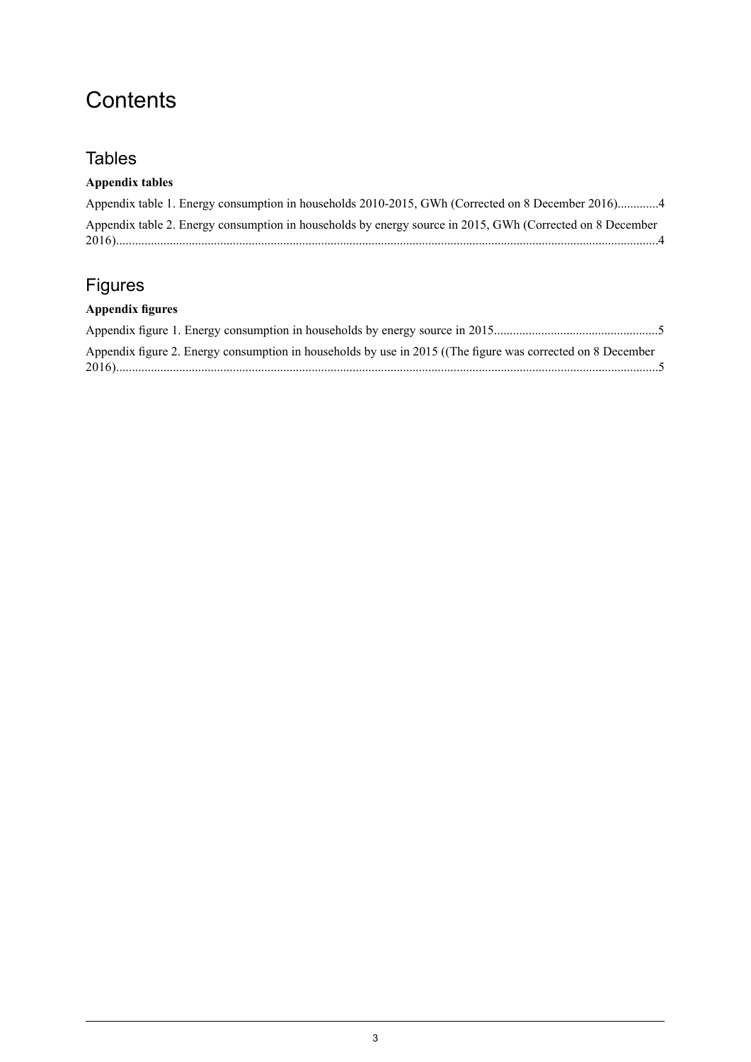# Contents

## Tables

**Appendix tables**

Appendix table 1. Energy consumption in households 2010-2015, GWh (Corrected on 8 December 2016).............4

Appendix table 2. Energy consumption in households by energy source in 2015, GWh (Corrected on 8 December 2016)..........................................................................................................................................................4

## Figures

**Appendix figures**

Appendix figure 1. Energy consumption in households by energy source in 2015...................................................5

Appendix figure 2. Energy consumption in households by use in 2015 ((The figure was corrected on 8 December 2016)..........................................................................................................................................................5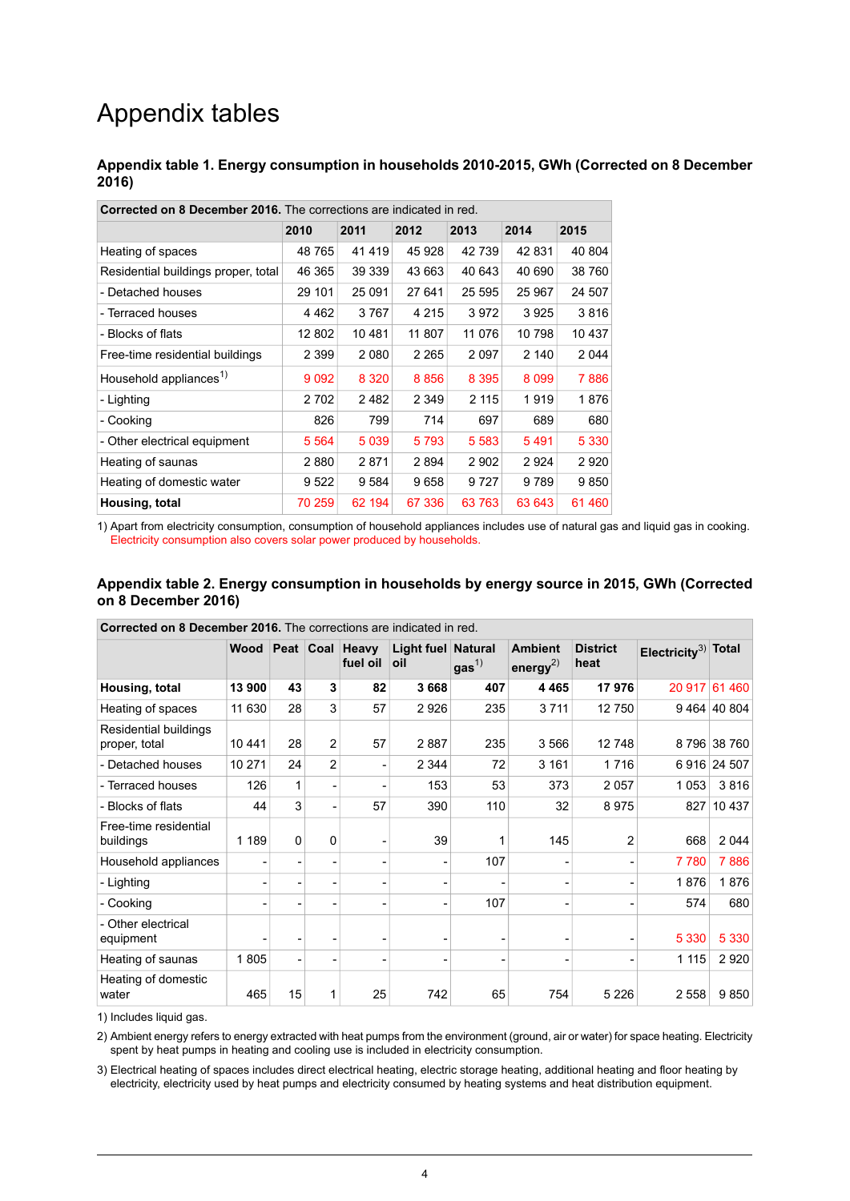# Appendix tables

### Appendix table 1. Energy consumption in households 2010-2015, GWh (Corrected on 8 December 2016)

**Corrected on 8 December 2016.** The corrections are indicated in red.

| | 2010 | 2011 | 2012 | 2013 | 2014 | 2015 |
|---|---|---|---|---|---|---|
| Heating of spaces | 48 765 | 41 419 | 45 928 | 42 739 | 42 831 | 40 804 |
| Residential buildings proper, total | 46 365 | 39 339 | 43 663 | 40 643 | 40 690 | 38 760 |
| - Detached houses | 29 101 | 25 091 | 27 641 | 25 595 | 25 967 | 24 507 |
| - Terraced houses | 4 462 | 3 767 | 4 215 | 3 972 | 3 925 | 3 816 |
| - Blocks of flats | 12 802 | 10 481 | 11 807 | 11 076 | 10 798 | 10 437 |
| Free-time residential buildings | 2 399 | 2 080 | 2 265 | 2 097 | 2 140 | 2 044 |
| Household appliances[1] | 9 092 | 8 320 | 8 856 | 8 395 | 8 099 | 7 886 |
| - Lighting | 2 702 | 2 482 | 2 349 | 2 115 | 1 919 | 1 876 |
| - Cooking | 826 | 799 | 714 | 697 | 689 | 680 |
| - Other electrical equipment | 5 564 | 5 039 | 5 793 | 5 583 | 5 491 | 5 330 |
| Heating of saunas | 2 880 | 2 871 | 2 894 | 2 902 | 2 924 | 2 920 |
| Heating of domestic water | 9 522 | 9 584 | 9 658 | 9 727 | 9 789 | 9 850 |
| **Housing, total** | 70 259 | 62 194 | 67 336 | 63 763 | 63 643 | 61 460 |

1) Apart from electricity consumption, consumption of household appliances includes use of natural gas and liquid gas in cooking. Electricity consumption also covers solar power produced by households.

### Appendix table 2. Energy consumption in households by energy source in 2015, GWh (Corrected on 8 December 2016)

**Corrected on 8 December 2016.** The corrections are indicated in red.

| | Wood | Peat | Coal | Heavy fuel oil | Light fuel oil | Natural gas[1] | Ambient energy[2] | District heat | Electricity[3] | Total |
|---|---|---|---|---|---|---|---|---|---|---|
| **Housing, total** | **13 900** | **43** | **3** | **82** | **3 668** | **407** | **4 465** | **17 976** | 20 917 | 61 460 |
| Heating of spaces | 11 630 | 28 | 3 | 57 | 2 926 | 235 | 3 711 | 12 750 | 9 464 | 40 804 |
| Residential buildings proper, total | 10 441 | 28 | 2 | 57 | 2 887 | 235 | 3 566 | 12 748 | 8 796 | 38 760 |
| - Detached houses | 10 271 | 24 | 2 | - | 2 344 | 72 | 3 161 | 1 716 | 6 916 | 24 507 |
| - Terraced houses | 126 | 1 | - | - | 153 | 53 | 373 | 2 057 | 1 053 | 3 816 |
| - Blocks of flats | 44 | 3 | - | 57 | 390 | 110 | 32 | 8 975 | 827 | 10 437 |
| Free-time residential buildings | 1 189 | 0 | 0 | - | 39 | 1 | 145 | 2 | 668 | 2 044 |
| Household appliances | - | - | - | - | - | 107 | - | - | 7 780 | 7 886 |
| - Lighting | - | - | - | - | - | - | - | - | 1 876 | 1 876 |
| - Cooking | - | - | - | - | - | 107 | - | - | 574 | 680 |
| - Other electrical equipment | - | - | - | - | - | - | - | - | 5 330 | 5 330 |
| Heating of saunas | 1 805 | - | - | - | - | - | - | - | 1 115 | 2 920 |
| Heating of domestic water | 465 | 15 | 1 | 25 | 742 | 65 | 754 | 5 226 | 2 558 | 9 850 |

1) Includes liquid gas.

2) Ambient energy refers to energy extracted with heat pumps from the environment (ground, air or water) for space heating. Electricity spent by heat pumps in heating and cooling use is included in electricity consumption.

3) Electrical heating of spaces includes direct electrical heating, electric storage heating, additional heating and floor heating by electricity, electricity used by heat pumps and electricity consumed by heating systems and heat distribution equipment.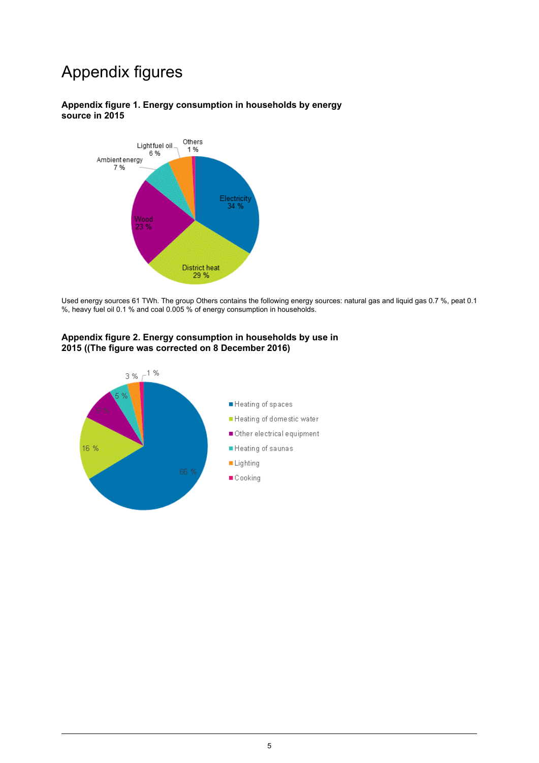# Appendix figures

**Appendix figure 1. Energy consumption in households by energy source in 2015**

Used energy sources 61 TWh. The group Others contains the following energy sources: natural gas and liquid gas 0.7 %, peat 0.1 %, heavy fuel oil 0.1 % and coal 0.005 % of energy consumption in households.

**Appendix figure 2. Energy consumption in households by use in 2015 ((The figure was corrected on 8 December 2016)**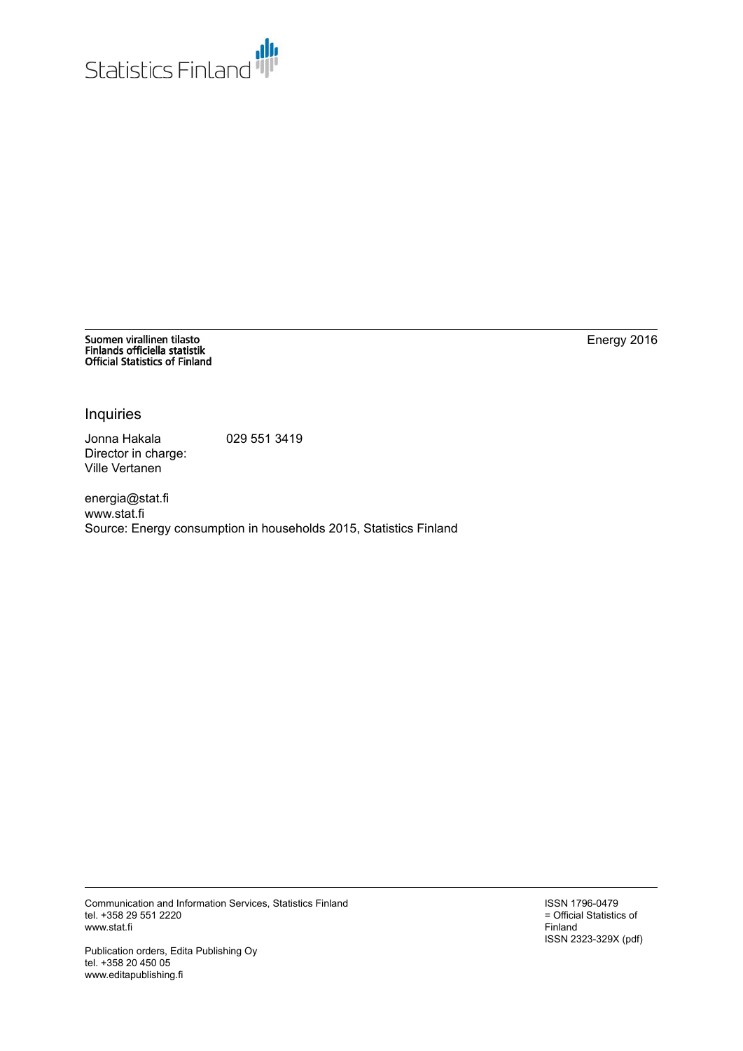Statistics Finland

Suomen virallinen tilasto
Finlands officiella statistik
Official Statistics of Finland

Energy 2016

## Inquiries

Jonna Hakala 029 551 3419

Director in charge:
Ville Vertanen

energia@stat.fi
www.stat.fi
Source: Energy consumption in households 2015, Statistics Finland

Communication and Information Services, Statistics Finland
tel. +358 29 551 2220
www.stat.fi

Publication orders, Edita Publishing Oy
tel. +358 20 450 05
www.editapublishing.fi

ISSN 1796-0479
= Official Statistics of Finland
ISSN 2323-329X (pdf)